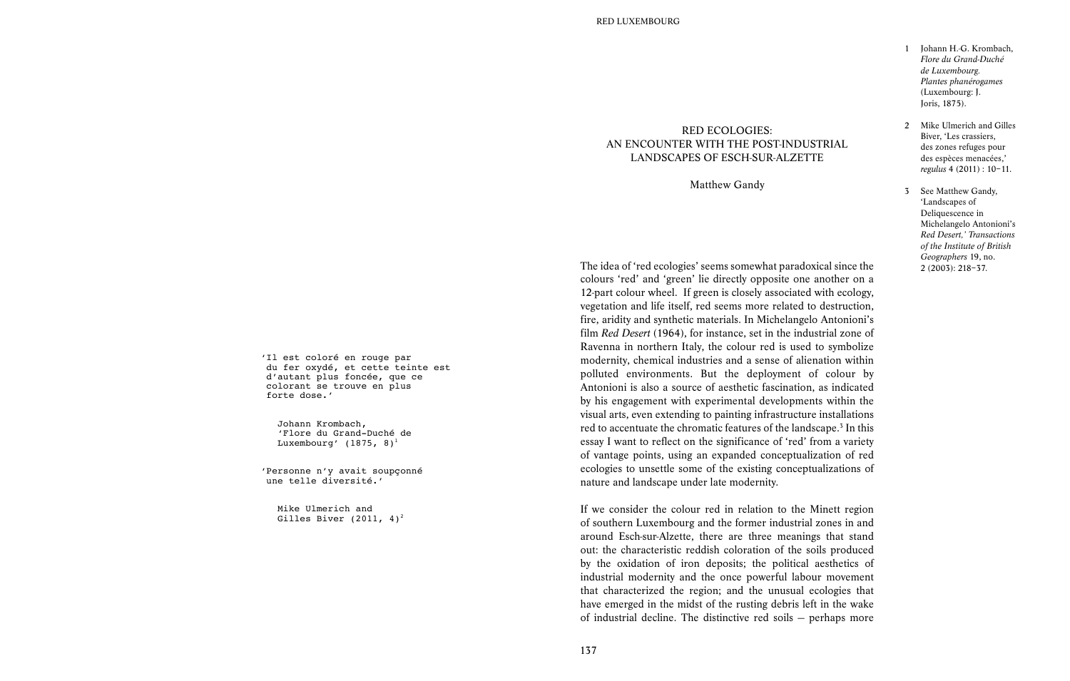# RED ECOLOGIES: AN ENCOUNTER WITH THE POST-INDUSTRIAL LANDSCAPES OF ESCH-SUR-ALZETTE

Matthew Gandy

> 'Il est coloré en rouge par du fer oxydé, et cette teinte est d'autant plus foncée, que ce colorant se trouve en plus forte dose.'
>
> Johann Krombach, 'Flore du Grand-Duché de Luxembourg' (1875, 8)[1]

> 'Personne n'y avait soupçonné une telle diversité.'
>
> Mike Ulmerich and Gilles Biver (2011, 4)[2]

The idea of 'red ecologies' seems somewhat paradoxical since the colours 'red' and 'green' lie directly opposite one another on a 12-part colour wheel. If green is closely associated with ecology, vegetation and life itself, red seems more related to destruction, fire, aridity and synthetic materials. In Michelangelo Antonioni's film *Red Desert* (1964), for instance, set in the industrial zone of Ravenna in northern Italy, the colour red is used to symbolize modernity, chemical industries and a sense of alienation within polluted environments. But the deployment of colour by Antonioni is also a source of aesthetic fascination, as indicated by his engagement with experimental developments within the visual arts, even extending to painting infrastructure installations red to accentuate the chromatic features of the landscape.[3] In this essay I want to reflect on the significance of 'red' from a variety of vantage points, using an expanded conceptualization of red ecologies to unsettle some of the existing conceptualizations of nature and landscape under late modernity.

If we consider the colour red in relation to the Minett region of southern Luxembourg and the former industrial zones in and around Esch-sur-Alzette, there are three meanings that stand out: the characteristic reddish coloration of the soils produced by the oxidation of iron deposits; the political aesthetics of industrial modernity and the once powerful labour movement that characterized the region; and the unusual ecologies that have emerged in the midst of the rusting debris left in the wake of industrial decline. The distinctive red soils — perhaps more

1 Johann H.-G. Krombach, *Flore du Grand-Duché de Luxembourg. Plantes phanérogames* (Luxembourg: J. Joris, 1875).

2 Mike Ulmerich and Gilles Biver, 'Les crassiers, des zones refuges pour des espèces menacées,' *regulus* 4 (2011) : 10–11.

3 See Matthew Gandy, 'Landscapes of Deliquescence in Michelangelo Antonioni's *Red Desert*,' *Transactions of the Institute of British Geographers* 19, no. 2 (2003): 218–37.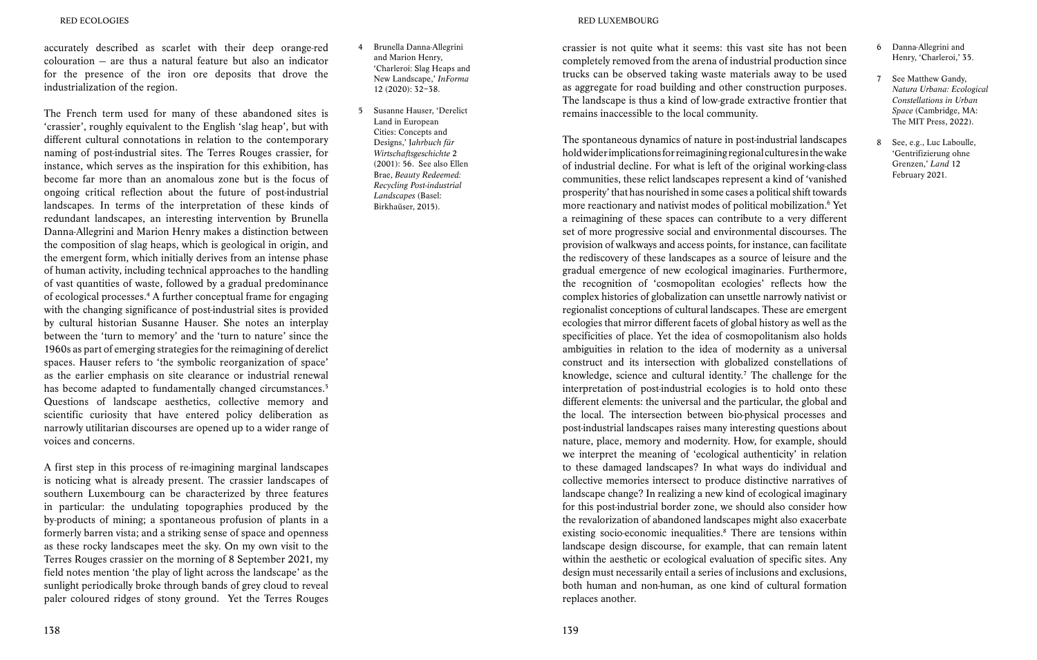accurately described as scarlet with their deep orange-red colouration — are thus a natural feature but also an indicator for the presence of the iron ore deposits that drove the industrialization of the region.

The French term used for many of these abandoned sites is 'crassier', roughly equivalent to the English 'slag heap', but with different cultural connotations in relation to the contemporary naming of post-industrial sites. The Terres Rouges crassier, for instance, which serves as the inspiration for this exhibition, has become far more than an anomalous zone but is the focus of ongoing critical reflection about the future of post-industrial landscapes. In terms of the interpretation of these kinds of redundant landscapes, an interesting intervention by Brunella Danna-Allegrini and Marion Henry makes a distinction between the composition of slag heaps, which is geological in origin, and the emergent form, which initially derives from an intense phase of human activity, including technical approaches to the handling of vast quantities of waste, followed by a gradual predominance of ecological processes.[4] A further conceptual frame for engaging with the changing significance of post-industrial sites is provided by cultural historian Susanne Hauser. She notes an interplay between the 'turn to memory' and the 'turn to nature' since the 1960s as part of emerging strategies for the reimagining of derelict spaces. Hauser refers to 'the symbolic reorganization of space' as the earlier emphasis on site clearance or industrial renewal has become adapted to fundamentally changed circumstances.[5] Questions of landscape aesthetics, collective memory and scientific curiosity that have entered policy deliberation as narrowly utilitarian discourses are opened up to a wider range of voices and concerns.

A first step in this process of re-imagining marginal landscapes is noticing what is already present. The crassier landscapes of southern Luxembourg can be characterized by three features in particular: the undulating topographies produced by the by-products of mining; a spontaneous profusion of plants in a formerly barren vista; and a striking sense of space and openness as these rocky landscapes meet the sky. On my own visit to the Terres Rouges crassier on the morning of 8 September 2021, my field notes mention 'the play of light across the landscape' as the sunlight periodically broke through bands of grey cloud to reveal paler coloured ridges of stony ground. Yet the Terres Rouges crassier is not quite what it seems: this vast site has not been completely removed from the arena of industrial production since trucks can be observed taking waste materials away to be used as aggregate for road building and other construction purposes. The landscape is thus a kind of low-grade extractive frontier that remains inaccessible to the local community.

The spontaneous dynamics of nature in post-industrial landscapes hold wider implications for reimagining regional cultures in the wake of industrial decline. For what is left of the original working-class communities, these relict landscapes represent a kind of 'vanished prosperity' that has nourished in some cases a political shift towards more reactionary and nativist modes of political mobilization.[6] Yet a reimagining of these spaces can contribute to a very different set of more progressive social and environmental discourses. The provision of walkways and access points, for instance, can facilitate the rediscovery of these landscapes as a source of leisure and the gradual emergence of new ecological imaginaries. Furthermore, the recognition of 'cosmopolitan ecologies' reflects how the complex histories of globalization can unsettle narrowly nativist or regionalist conceptions of cultural landscapes. These are emergent ecologies that mirror different facets of global history as well as the specificities of place. Yet the idea of cosmopolitanism also holds ambiguities in relation to the idea of modernity as a universal construct and its intersection with globalized constellations of knowledge, science and cultural identity.[7] The challenge for the interpretation of post-industrial ecologies is to hold onto these different elements: the universal and the particular, the global and the local. The intersection between bio-physical processes and post-industrial landscapes raises many interesting questions about nature, place, memory and modernity. How, for example, should we interpret the meaning of 'ecological authenticity' in relation to these damaged landscapes? In what ways do individual and collective memories intersect to produce distinctive narratives of landscape change? In realizing a new kind of ecological imaginary for this post-industrial border zone, we should also consider how the revalorization of abandoned landscapes might also exacerbate existing socio-economic inequalities.[8] There are tensions within landscape design discourse, for example, that can remain latent within the aesthetic or ecological evaluation of specific sites. Any design must necessarily entail a series of inclusions and exclusions, both human and non-human, as one kind of cultural formation replaces another.

4 Brunella Danna-Allegrini and Marion Henry, 'Charleroi: Slag Heaps and New Landscape,' *InForma* 12 (2020): 32–38.

5 Susanne Hauser, 'Derelict Land in European Cities: Concepts and Designs,' *Jahrbuch für Wirtschaftsgeschichte* 2 (2001): 56. See also Ellen Brae, *Beauty Redeemed: Recycling Post-industrial Landscapes* (Basel: Birkhaüser, 2015).

6 Danna-Allegrini and Henry, 'Charleroi,' 35.

7 See Matthew Gandy, *Natura Urbana: Ecological Constellations in Urban Space* (Cambridge, MA: The MIT Press, 2022).

8 See, e.g., Luc Laboulle, 'Gentrifizierung ohne Grenzen,' *Land* 12 February 2021.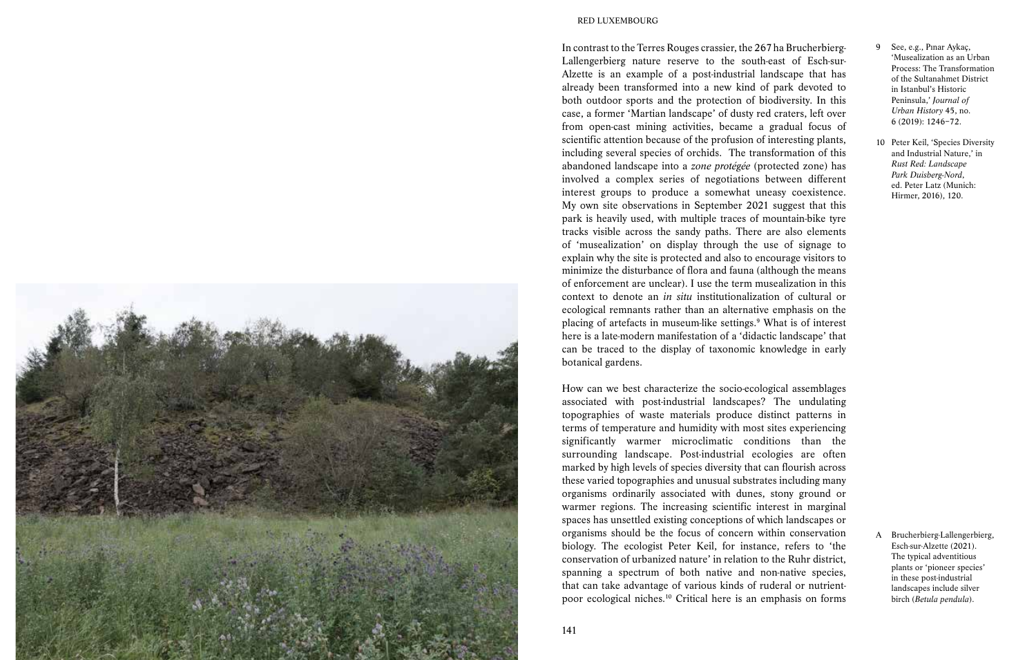In contrast to the Terres Rouges crassier, the 267 ha Brucherbierg-Lallengerbierg nature reserve to the south-east of Esch-sur-Alzette is an example of a post-industrial landscape that has already been transformed into a new kind of park devoted to both outdoor sports and the protection of biodiversity. In this case, a former 'Martian landscape' of dusty red craters, left over from open-cast mining activities, became a gradual focus of scientific attention because of the profusion of interesting plants, including several species of orchids. The transformation of this abandoned landscape into a *zone protégée* (protected zone) has involved a complex series of negotiations between different interest groups to produce a somewhat uneasy coexistence. My own site observations in September 2021 suggest that this park is heavily used, with multiple traces of mountain-bike tyre tracks visible across the sandy paths. There are also elements of 'musealization' on display through the use of signage to explain why the site is protected and also to encourage visitors to minimize the disturbance of flora and fauna (although the means of enforcement are unclear). I use the term musealization in this context to denote an *in situ* institutionalization of cultural or ecological remnants rather than an alternative emphasis on the placing of artefacts in museum-like settings.[9] What is of interest here is a late-modern manifestation of a 'didactic landscape' that can be traced to the display of taxonomic knowledge in early botanical gardens.

How can we best characterize the socio-ecological assemblages associated with post-industrial landscapes? The undulating topographies of waste materials produce distinct patterns in terms of temperature and humidity with most sites experiencing significantly warmer microclimatic conditions than the surrounding landscape. Post-industrial ecologies are often marked by high levels of species diversity that can flourish across these varied topographies and unusual substrates including many organisms ordinarily associated with dunes, stony ground or warmer regions. The increasing scientific interest in marginal spaces has unsettled existing conceptions of which landscapes or organisms should be the focus of concern within conservation biology. The ecologist Peter Keil, for instance, refers to 'the conservation of urbanized nature' in relation to the Ruhr district, spanning a spectrum of both native and non-native species, that can take advantage of various kinds of ruderal or nutrient-poor ecological niches.[10] Critical here is an emphasis on forms

9 See, e.g., Pınar Aykaç, 'Musealization as an Urban Process: The Transformation of the Sultanahmet District in Istanbul's Historic Peninsula,' *Journal of Urban History* 45, no. 6 (2019): 1246–72.

10 Peter Keil, 'Species Diversity and Industrial Nature,' in *Rust Red: Landscape Park Duisberg-Nord*, ed. Peter Latz (Munich: Hirmer, 2016), 120.

A Brucherbierg-Lallengerbierg, Esch-sur-Alzette (2021). The typical adventitious plants or 'pioneer species' in these post-industrial landscapes include silver birch (*Betula pendula*).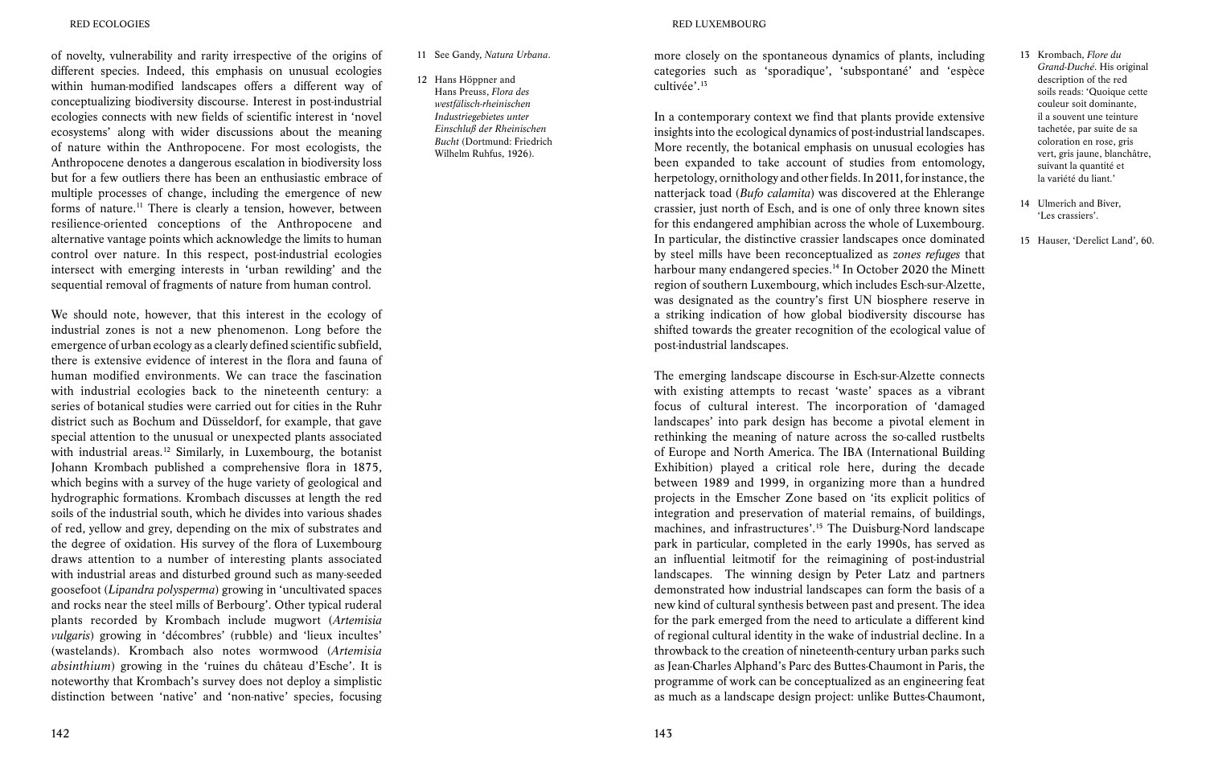of novelty, vulnerability and rarity irrespective of the origins of different species. Indeed, this emphasis on unusual ecologies within human-modified landscapes offers a different way of conceptualizing biodiversity discourse. Interest in post-industrial ecologies connects with new fields of scientific interest in 'novel ecosystems' along with wider discussions about the meaning of nature within the Anthropocene. For most ecologists, the Anthropocene denotes a dangerous escalation in biodiversity loss but for a few outliers there has been an enthusiastic embrace of multiple processes of change, including the emergence of new forms of nature.[11] There is clearly a tension, however, between resilience-oriented conceptions of the Anthropocene and alternative vantage points which acknowledge the limits to human control over nature. In this respect, post-industrial ecologies intersect with emerging interests in 'urban rewilding' and the sequential removal of fragments of nature from human control.

We should note, however, that this interest in the ecology of industrial zones is not a new phenomenon. Long before the emergence of urban ecology as a clearly defined scientific subfield, there is extensive evidence of interest in the flora and fauna of human modified environments. We can trace the fascination with industrial ecologies back to the nineteenth century: a series of botanical studies were carried out for cities in the Ruhr district such as Bochum and Düsseldorf, for example, that gave special attention to the unusual or unexpected plants associated with industrial areas.[12] Similarly, in Luxembourg, the botanist Johann Krombach published a comprehensive flora in 1875, which begins with a survey of the huge variety of geological and hydrographic formations. Krombach discusses at length the red soils of the industrial south, which he divides into various shades of red, yellow and grey, depending on the mix of substrates and the degree of oxidation. His survey of the flora of Luxembourg draws attention to a number of interesting plants associated with industrial areas and disturbed ground such as many-seeded goosefoot (*Lipandra polysperma*) growing in 'uncultivated spaces and rocks near the steel mills of Berbourg'. Other typical ruderal plants recorded by Krombach include mugwort (*Artemisia vulgaris*) growing in 'décombres' (rubble) and 'lieux incultes' (wastelands). Krombach also notes wormwood (*Artemisia absinthium*) growing in the 'ruines du château d'Esche'. It is noteworthy that Krombach's survey does not deploy a simplistic distinction between 'native' and 'non-native' species, focusing more closely on the spontaneous dynamics of plants, including categories such as 'sporadique', 'subspontané' and 'espèce cultivée'.[13]

In a contemporary context we find that plants provide extensive insights into the ecological dynamics of post-industrial landscapes. More recently, the botanical emphasis on unusual ecologies has been expanded to take account of studies from entomology, herpetology, ornithology and other fields. In 2011, for instance, the natterjack toad (*Bufo calamita*) was discovered at the Ehlerange crassier, just north of Esch, and is one of only three known sites for this endangered amphibian across the whole of Luxembourg. In particular, the distinctive crassier landscapes once dominated by steel mills have been reconceptualized as *zones refuges* that harbour many endangered species.[14] In October 2020 the Minett region of southern Luxembourg, which includes Esch-sur-Alzette, was designated as the country's first UN biosphere reserve in a striking indication of how global biodiversity discourse has shifted towards the greater recognition of the ecological value of post-industrial landscapes.

The emerging landscape discourse in Esch-sur-Alzette connects with existing attempts to recast 'waste' spaces as a vibrant focus of cultural interest. The incorporation of 'damaged landscapes' into park design has become a pivotal element in rethinking the meaning of nature across the so-called rustbelts of Europe and North America. The IBA (International Building Exhibition) played a critical role here, during the decade between 1989 and 1999, in organizing more than a hundred projects in the Emscher Zone based on 'its explicit politics of integration and preservation of material remains, of buildings, machines, and infrastructures'.[15] The Duisburg-Nord landscape park in particular, completed in the early 1990s, has served as an influential leitmotif for the reimagining of post-industrial landscapes. The winning design by Peter Latz and partners demonstrated how industrial landscapes can form the basis of a new kind of cultural synthesis between past and present. The idea for the park emerged from the need to articulate a different kind of regional cultural identity in the wake of industrial decline. In a throwback to the creation of nineteenth-century urban parks such as Jean-Charles Alphand's Parc des Buttes-Chaumont in Paris, the programme of work can be conceptualized as an engineering feat as much as a landscape design project: unlike Buttes-Chaumont,

---

11 See Gandy, *Natura Urbana*.

12 Hans Höppner and Hans Preuss, *Flora des westfälisch-rheinischen Industriegebietes unter Einschluß der Rheinischen Bucht* (Dortmund: Friedrich Wilhelm Ruhfus, 1926).

13 Krombach, *Flore du Grand-Duché*. His original description of the red soils reads: 'Quoique cette couleur soit dominante, il a souvent une teinture tachetée, par suite de sa coloration en rose, gris vert, gris jaune, blanchâtre, suivant la quantité et la variété du liant.'

14 Ulmerich and Biver, 'Les crassiers'.

15 Hauser, 'Derelict Land', 60.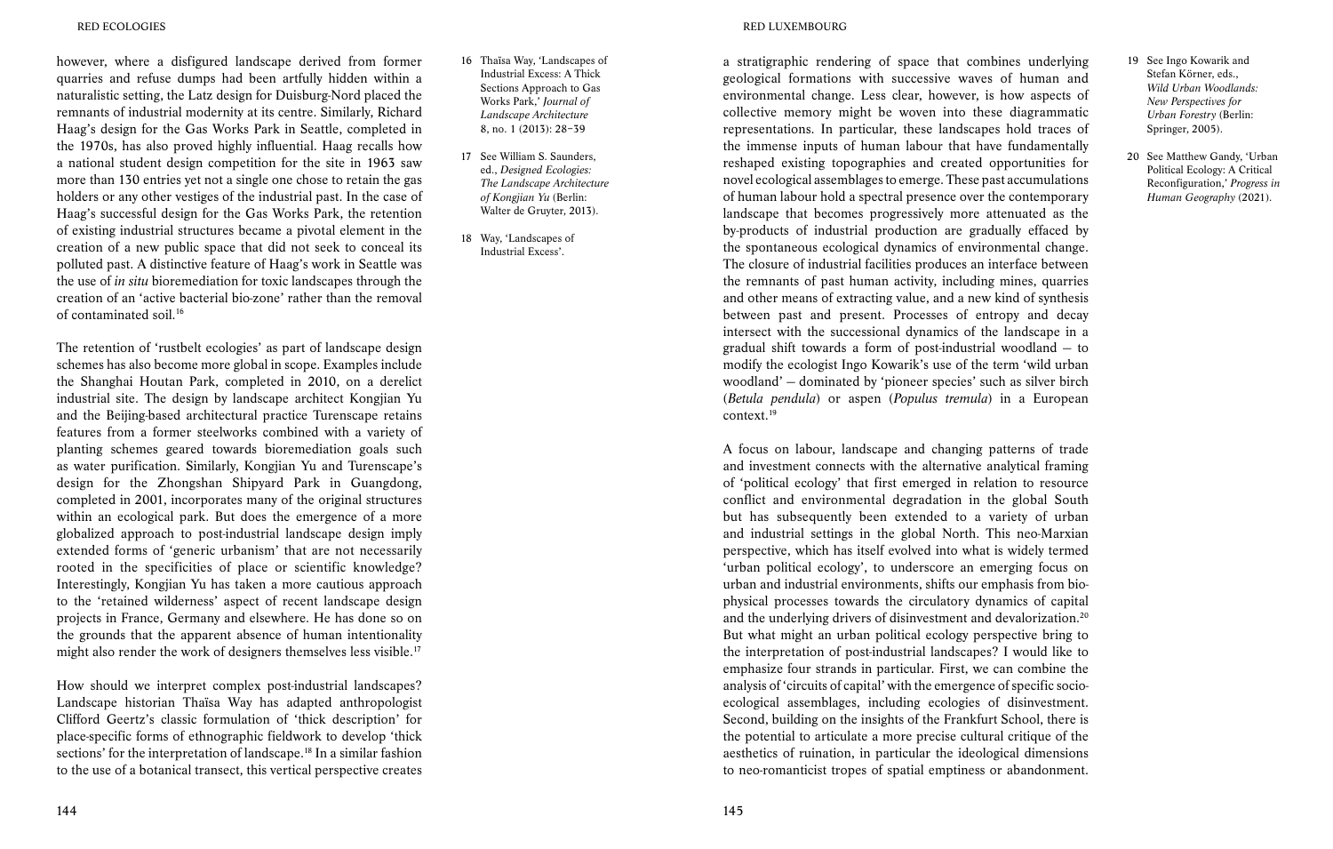however, where a disfigured landscape derived from former quarries and refuse dumps had been artfully hidden within a naturalistic setting, the Latz design for Duisburg-Nord placed the remnants of industrial modernity at its centre. Similarly, Richard Haag's design for the Gas Works Park in Seattle, completed in the 1970s, has also proved highly influential. Haag recalls how a national student design competition for the site in 1963 saw more than 130 entries yet not a single one chose to retain the gas holders or any other vestiges of the industrial past. In the case of Haag's successful design for the Gas Works Park, the retention of existing industrial structures became a pivotal element in the creation of a new public space that did not seek to conceal its polluted past. A distinctive feature of Haag's work in Seattle was the use of *in situ* bioremediation for toxic landscapes through the creation of an 'active bacterial bio-zone' rather than the removal of contaminated soil.[16]

The retention of 'rustbelt ecologies' as part of landscape design schemes has also become more global in scope. Examples include the Shanghai Houtan Park, completed in 2010, on a derelict industrial site. The design by landscape architect Kongjian Yu and the Beijing-based architectural practice Turenscape retains features from a former steelworks combined with a variety of planting schemes geared towards bioremediation goals such as water purification. Similarly, Kongjian Yu and Turenscape's design for the Zhongshan Shipyard Park in Guangdong, completed in 2001, incorporates many of the original structures within an ecological park. But does the emergence of a more globalized approach to post-industrial landscape design imply extended forms of 'generic urbanism' that are not necessarily rooted in the specificities of place or scientific knowledge? Interestingly, Kongjian Yu has taken a more cautious approach to the 'retained wilderness' aspect of recent landscape design projects in France, Germany and elsewhere. He has done so on the grounds that the apparent absence of human intentionality might also render the work of designers themselves less visible.[17]

How should we interpret complex post-industrial landscapes? Landscape historian Thaïsa Way has adapted anthropologist Clifford Geertz's classic formulation of 'thick description' for place-specific forms of ethnographic fieldwork to develop 'thick sections' for the interpretation of landscape.[18] In a similar fashion to the use of a botanical transect, this vertical perspective creates a stratigraphic rendering of space that combines underlying geological formations with successive waves of human and environmental change. Less clear, however, is how aspects of collective memory might be woven into these diagrammatic representations. In particular, these landscapes hold traces of the immense inputs of human labour that have fundamentally reshaped existing topographies and created opportunities for novel ecological assemblages to emerge. These past accumulations of human labour hold a spectral presence over the contemporary landscape that becomes progressively more attenuated as the by-products of industrial production are gradually effaced by the spontaneous ecological dynamics of environmental change. The closure of industrial facilities produces an interface between the remnants of past human activity, including mines, quarries and other means of extracting value, and a new kind of synthesis between past and present. Processes of entropy and decay intersect with the successional dynamics of the landscape in a gradual shift towards a form of post-industrial woodland — to modify the ecologist Ingo Kowarik's use of the term 'wild urban woodland' — dominated by 'pioneer species' such as silver birch (*Betula pendula*) or aspen (*Populus tremula*) in a European context.[19]

A focus on labour, landscape and changing patterns of trade and investment connects with the alternative analytical framing of 'political ecology' that first emerged in relation to resource conflict and environmental degradation in the global South but has subsequently been extended to a variety of urban and industrial settings in the global North. This neo-Marxian perspective, which has itself evolved into what is widely termed 'urban political ecology', to underscore an emerging focus on urban and industrial environments, shifts our emphasis from bio-physical processes towards the circulatory dynamics of capital and the underlying drivers of disinvestment and devalorization.[20] But what might an urban political ecology perspective bring to the interpretation of post-industrial landscapes? I would like to emphasize four strands in particular. First, we can combine the analysis of 'circuits of capital' with the emergence of specific socio-ecological assemblages, including ecologies of disinvestment. Second, building on the insights of the Frankfurt School, there is the potential to articulate a more precise cultural critique of the aesthetics of ruination, in particular the ideological dimensions to neo-romanticist tropes of spatial emptiness or abandonment.

16 Thaïsa Way, 'Landscapes of Industrial Excess: A Thick Sections Approach to Gas Works Park,' *Journal of Landscape Architecture* 8, no. 1 (2013): 28–39

17 See William S. Saunders, ed., *Designed Ecologies: The Landscape Architecture of Kongjian Yu* (Berlin: Walter de Gruyter, 2013).

18 Way, 'Landscapes of Industrial Excess'.

19 See Ingo Kowarik and Stefan Körner, eds., *Wild Urban Woodlands: New Perspectives for Urban Forestry* (Berlin: Springer, 2005).

20 See Matthew Gandy, 'Urban Political Ecology: A Critical Reconfiguration,' *Progress in Human Geography* (2021).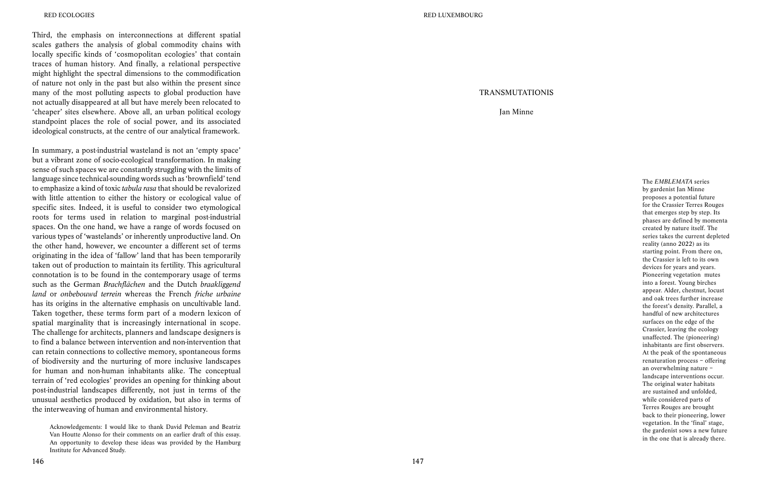Third, the emphasis on interconnections at different spatial scales gathers the analysis of global commodity chains with locally specific kinds of 'cosmopolitan ecologies' that contain traces of human history. And finally, a relational perspective might highlight the spectral dimensions to the commodification of nature not only in the past but also within the present since many of the most polluting aspects to global production have not actually disappeared at all but have merely been relocated to 'cheaper' sites elsewhere. Above all, an urban political ecology standpoint places the role of social power, and its associated ideological constructs, at the centre of our analytical framework.

In summary, a post-industrial wasteland is not an 'empty space' but a vibrant zone of socio-ecological transformation. In making sense of such spaces we are constantly struggling with the limits of language since technical-sounding words such as 'brownfield' tend to emphasize a kind of toxic *tabula rasa* that should be revalorized with little attention to either the history or ecological value of specific sites. Indeed, it is useful to consider two etymological roots for terms used in relation to marginal post-industrial spaces. On the one hand, we have a range of words focused on various types of 'wastelands' or inherently unproductive land. On the other hand, however, we encounter a different set of terms originating in the idea of 'fallow' land that has been temporarily taken out of production to maintain its fertility. This agricultural connotation is to be found in the contemporary usage of terms such as the German *Brachflächen* and the Dutch *braakliggend land* or *onbebouwd terrein* whereas the French *friche urbaine* has its origins in the alternative emphasis on uncultivable land. Taken together, these terms form part of a modern lexicon of spatial marginality that is increasingly international in scope. The challenge for architects, planners and landscape designers is to find a balance between intervention and non-intervention that can retain connections to collective memory, spontaneous forms of biodiversity and the nurturing of more inclusive landscapes for human and non-human inhabitants alike. The conceptual terrain of 'red ecologies' provides an opening for thinking about post-industrial landscapes differently, not just in terms of the unusual aesthetics produced by oxidation, but also in terms of the interweaving of human and environmental history.

Acknowledgements: I would like to thank David Peleman and Beatriz Van Houtte Alonso for their comments on an earlier draft of this essay. An opportunity to develop these ideas was provided by the Hamburg Institute for Advanced Study.

# TRANSMUTATIONIS

Jan Minne

The *EMBLEMATA* series by gardenist Jan Minne proposes a potential future for the Crassier Terres Rouges that emerges step by step. Its phases are defined by momenta created by nature itself. The series takes the current depleted reality (anno 2022) as its starting point. From there on, the Crassier is left to its own devices for years and years. Pioneering vegetation mutes into a forest. Young birches appear. Alder, chestnut, locust and oak trees further increase the forest's density. Parallel, a handful of new architectures surfaces on the edge of the Crassier, leaving the ecology unaffected. The (pioneering) inhabitants are first observers. At the peak of the spontaneous renaturation process – offering an overwhelming nature – landscape interventions occur. The original water habitats are sustained and unfolded, while considered parts of Terres Rouges are brought back to their pioneering, lower vegetation. In the 'final' stage, the gardenist sows a new future in the one that is already there.